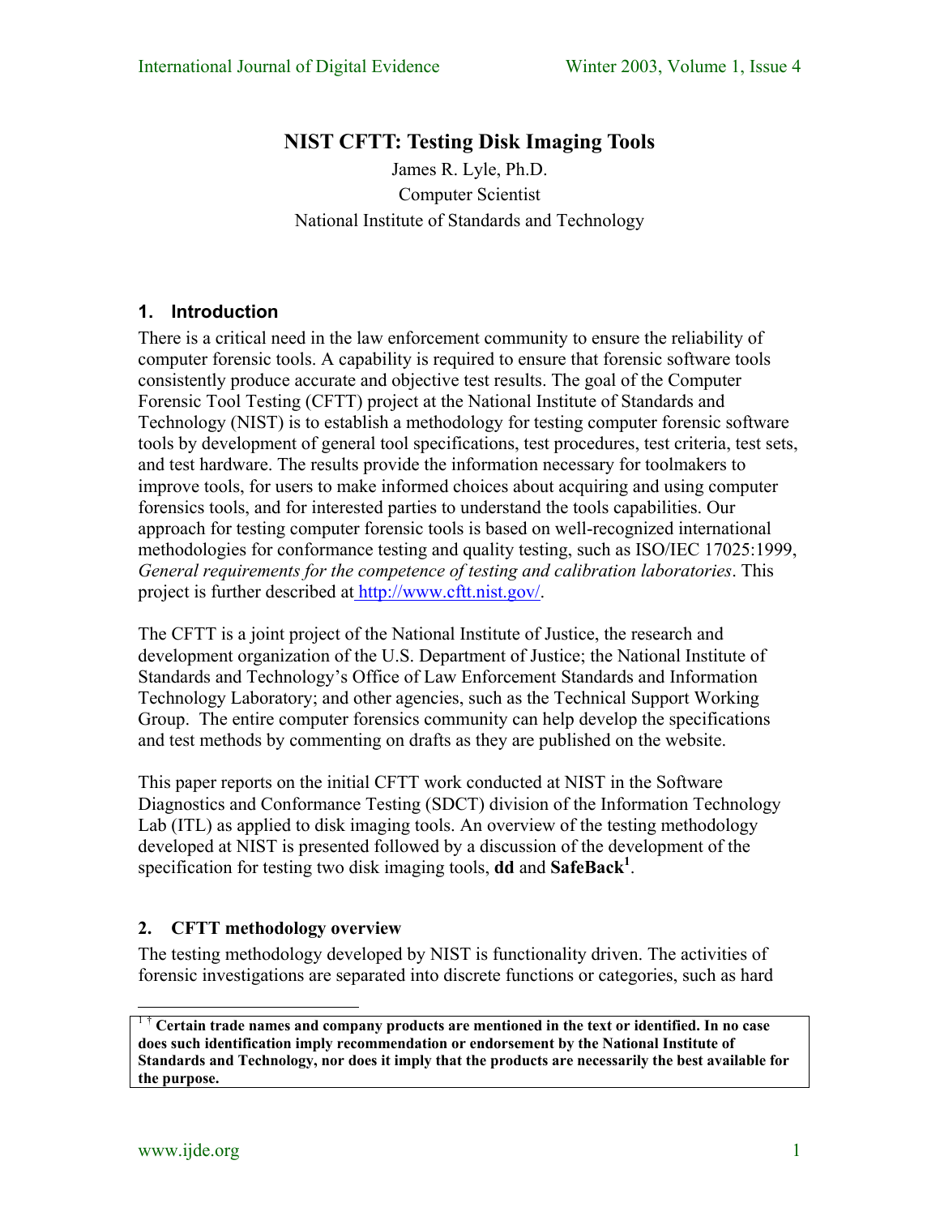# NIST CFTT: Testing Disk Imaging Tools

James R. Lyle, Ph.D.
Computer Scientist
National Institute of Standards and Technology

## 1. Introduction

There is a critical need in the law enforcement community to ensure the reliability of computer forensic tools. A capability is required to ensure that forensic software tools consistently produce accurate and objective test results. The goal of the Computer Forensic Tool Testing (CFTT) project at the National Institute of Standards and Technology (NIST) is to establish a methodology for testing computer forensic software tools by development of general tool specifications, test procedures, test criteria, test sets, and test hardware. The results provide the information necessary for toolmakers to improve tools, for users to make informed choices about acquiring and using computer forensics tools, and for interested parties to understand the tools capabilities. Our approach for testing computer forensic tools is based on well-recognized international methodologies for conformance testing and quality testing, such as ISO/IEC 17025:1999, *General requirements for the competence of testing and calibration laboratories*. This project is further described at http://www.cftt.nist.gov/.

The CFTT is a joint project of the National Institute of Justice, the research and development organization of the U.S. Department of Justice; the National Institute of Standards and Technology's Office of Law Enforcement Standards and Information Technology Laboratory; and other agencies, such as the Technical Support Working Group. The entire computer forensics community can help develop the specifications and test methods by commenting on drafts as they are published on the website.

This paper reports on the initial CFTT work conducted at NIST in the Software Diagnostics and Conformance Testing (SDCT) division of the Information Technology Lab (ITL) as applied to disk imaging tools. An overview of the testing methodology developed at NIST is presented followed by a discussion of the development of the specification for testing two disk imaging tools, **dd** and **SafeBack**[1].

## 2. CFTT methodology overview

The testing methodology developed by NIST is functionality driven. The activities of forensic investigations are separated into discrete functions or categories, such as hard

[1] † **Certain trade names and company products are mentioned in the text or identified. In no case does such identification imply recommendation or endorsement by the National Institute of Standards and Technology, nor does it imply that the products are necessarily the best available for the purpose.**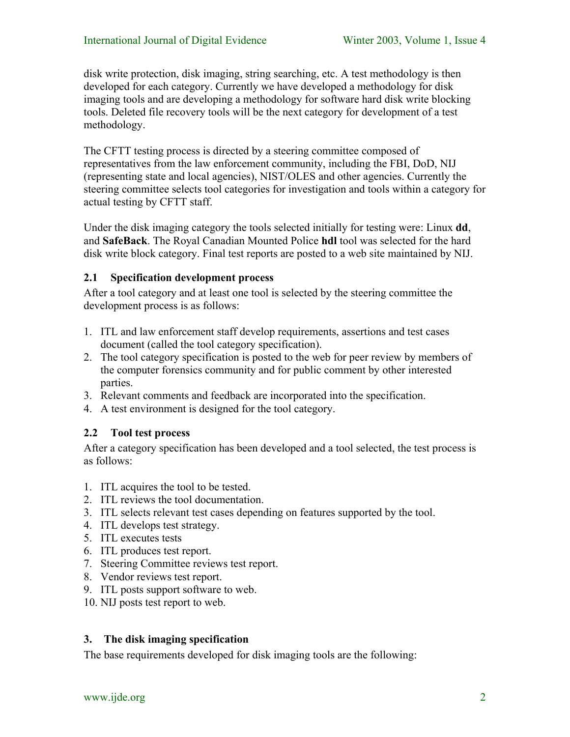disk write protection, disk imaging, string searching, etc. A test methodology is then developed for each category. Currently we have developed a methodology for disk imaging tools and are developing a methodology for software hard disk write blocking tools. Deleted file recovery tools will be the next category for development of a test methodology.

The CFTT testing process is directed by a steering committee composed of representatives from the law enforcement community, including the FBI, DoD, NIJ (representing state and local agencies), NIST/OLES and other agencies. Currently the steering committee selects tool categories for investigation and tools within a category for actual testing by CFTT staff.

Under the disk imaging category the tools selected initially for testing were: Linux **dd**, and **SafeBack**. The Royal Canadian Mounted Police **hdl** tool was selected for the hard disk write block category. Final test reports are posted to a web site maintained by NIJ.

### 2.1 Specification development process

After a tool category and at least one tool is selected by the steering committee the development process is as follows:

1. ITL and law enforcement staff develop requirements, assertions and test cases document (called the tool category specification).
2. The tool category specification is posted to the web for peer review by members of the computer forensics community and for public comment by other interested parties.
3. Relevant comments and feedback are incorporated into the specification.
4. A test environment is designed for the tool category.

### 2.2 Tool test process

After a category specification has been developed and a tool selected, the test process is as follows:

1. ITL acquires the tool to be tested.
2. ITL reviews the tool documentation.
3. ITL selects relevant test cases depending on features supported by the tool.
4. ITL develops test strategy.
5. ITL executes tests
6. ITL produces test report.
7. Steering Committee reviews test report.
8. Vendor reviews test report.
9. ITL posts support software to web.
10. NIJ posts test report to web.

## 3. The disk imaging specification

The base requirements developed for disk imaging tools are the following: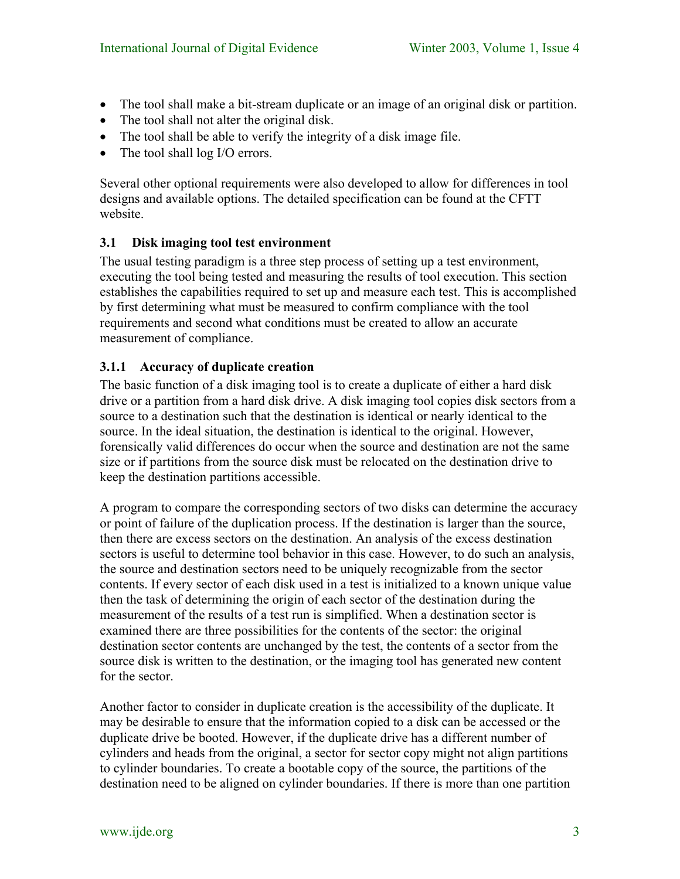- The tool shall make a bit-stream duplicate or an image of an original disk or partition.
- The tool shall not alter the original disk.
- The tool shall be able to verify the integrity of a disk image file.
- The tool shall log I/O errors.

Several other optional requirements were also developed to allow for differences in tool designs and available options. The detailed specification can be found at the CFTT website.

### 3.1 Disk imaging tool test environment

The usual testing paradigm is a three step process of setting up a test environment, executing the tool being tested and measuring the results of tool execution. This section establishes the capabilities required to set up and measure each test. This is accomplished by first determining what must be measured to confirm compliance with the tool requirements and second what conditions must be created to allow an accurate measurement of compliance.

#### 3.1.1 Accuracy of duplicate creation

The basic function of a disk imaging tool is to create a duplicate of either a hard disk drive or a partition from a hard disk drive. A disk imaging tool copies disk sectors from a source to a destination such that the destination is identical or nearly identical to the source. In the ideal situation, the destination is identical to the original. However, forensically valid differences do occur when the source and destination are not the same size or if partitions from the source disk must be relocated on the destination drive to keep the destination partitions accessible.

A program to compare the corresponding sectors of two disks can determine the accuracy or point of failure of the duplication process. If the destination is larger than the source, then there are excess sectors on the destination. An analysis of the excess destination sectors is useful to determine tool behavior in this case. However, to do such an analysis, the source and destination sectors need to be uniquely recognizable from the sector contents. If every sector of each disk used in a test is initialized to a known unique value then the task of determining the origin of each sector of the destination during the measurement of the results of a test run is simplified. When a destination sector is examined there are three possibilities for the contents of the sector: the original destination sector contents are unchanged by the test, the contents of a sector from the source disk is written to the destination, or the imaging tool has generated new content for the sector.

Another factor to consider in duplicate creation is the accessibility of the duplicate. It may be desirable to ensure that the information copied to a disk can be accessed or the duplicate drive be booted. However, if the duplicate drive has a different number of cylinders and heads from the original, a sector for sector copy might not align partitions to cylinder boundaries. To create a bootable copy of the source, the partitions of the destination need to be aligned on cylinder boundaries. If there is more than one partition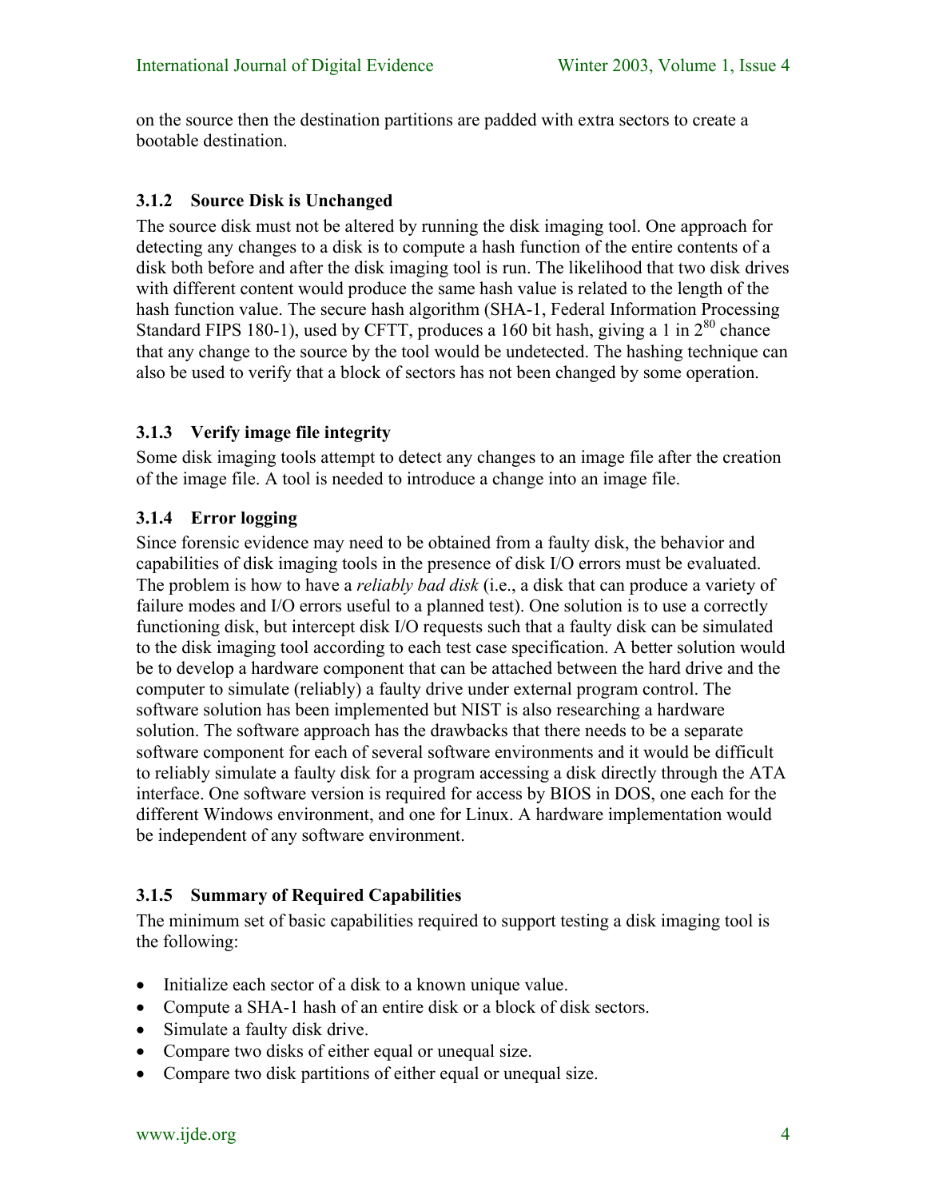on the source then the destination partitions are padded with extra sectors to create a bootable destination.

### 3.1.2 Source Disk is Unchanged

The source disk must not be altered by running the disk imaging tool. One approach for detecting any changes to a disk is to compute a hash function of the entire contents of a disk both before and after the disk imaging tool is run. The likelihood that two disk drives with different content would produce the same hash value is related to the length of the hash function value. The secure hash algorithm (SHA-1, Federal Information Processing Standard FIPS 180-1), used by CFTT, produces a 160 bit hash, giving a 1 in $2^{80}$ chance that any change to the source by the tool would be undetected. The hashing technique can also be used to verify that a block of sectors has not been changed by some operation.

### 3.1.3 Verify image file integrity

Some disk imaging tools attempt to detect any changes to an image file after the creation of the image file. A tool is needed to introduce a change into an image file.

### 3.1.4 Error logging

Since forensic evidence may need to be obtained from a faulty disk, the behavior and capabilities of disk imaging tools in the presence of disk I/O errors must be evaluated. The problem is how to have a *reliably bad disk* (i.e., a disk that can produce a variety of failure modes and I/O errors useful to a planned test). One solution is to use a correctly functioning disk, but intercept disk I/O requests such that a faulty disk can be simulated to the disk imaging tool according to each test case specification. A better solution would be to develop a hardware component that can be attached between the hard drive and the computer to simulate (reliably) a faulty drive under external program control. The software solution has been implemented but NIST is also researching a hardware solution. The software approach has the drawbacks that there needs to be a separate software component for each of several software environments and it would be difficult to reliably simulate a faulty disk for a program accessing a disk directly through the ATA interface. One software version is required for access by BIOS in DOS, one each for the different Windows environment, and one for Linux. A hardware implementation would be independent of any software environment.

### 3.1.5 Summary of Required Capabilities

The minimum set of basic capabilities required to support testing a disk imaging tool is the following:

- Initialize each sector of a disk to a known unique value.
- Compute a SHA-1 hash of an entire disk or a block of disk sectors.
- Simulate a faulty disk drive.
- Compare two disks of either equal or unequal size.
- Compare two disk partitions of either equal or unequal size.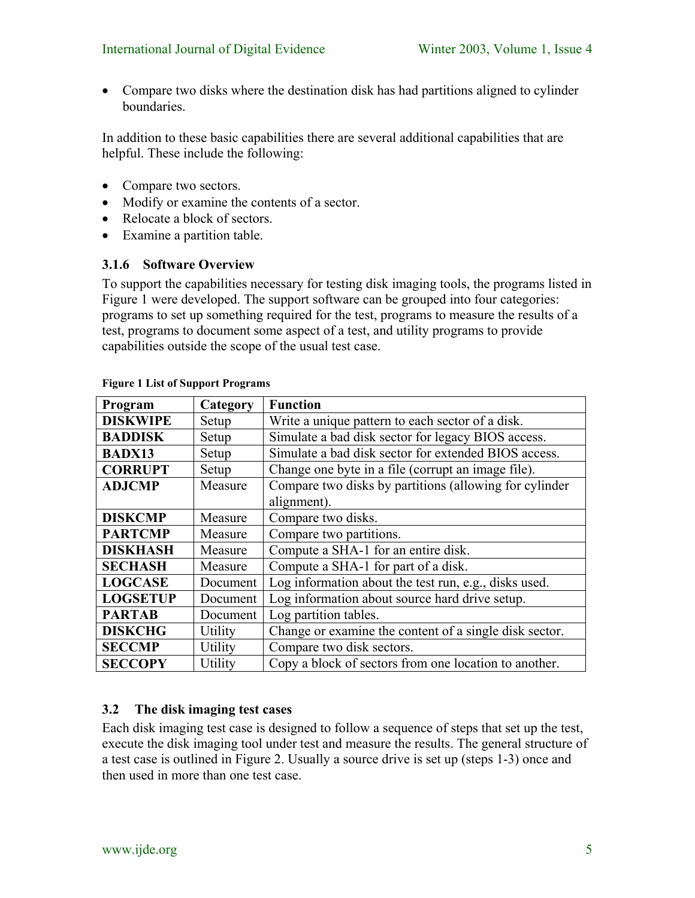- Compare two disks where the destination disk has had partitions aligned to cylinder boundaries.

In addition to these basic capabilities there are several additional capabilities that are helpful. These include the following:

- Compare two sectors.
- Modify or examine the contents of a sector.
- Relocate a block of sectors.
- Examine a partition table.

### 3.1.6 Software Overview

To support the capabilities necessary for testing disk imaging tools, the programs listed in Figure 1 were developed. The support software can be grouped into four categories: programs to set up something required for the test, programs to measure the results of a test, programs to document some aspect of a test, and utility programs to provide capabilities outside the scope of the usual test case.

**Figure 1 List of Support Programs**

| Program | Category | Function |
|---|---|---|
| **DISKWIPE** | Setup | Write a unique pattern to each sector of a disk. |
| **BADDISK** | Setup | Simulate a bad disk sector for legacy BIOS access. |
| **BADX13** | Setup | Simulate a bad disk sector for extended BIOS access. |
| **CORRUPT** | Setup | Change one byte in a file (corrupt an image file). |
| **ADJCMP** | Measure | Compare two disks by partitions (allowing for cylinder alignment). |
| **DISKCMP** | Measure | Compare two disks. |
| **PARTCMP** | Measure | Compare two partitions. |
| **DISKHASH** | Measure | Compute a SHA-1 for an entire disk. |
| **SECHASH** | Measure | Compute a SHA-1 for part of a disk. |
| **LOGCASE** | Document | Log information about the test run, e.g., disks used. |
| **LOGSETUP** | Document | Log information about source hard drive setup. |
| **PARTAB** | Document | Log partition tables. |
| **DISKCHG** | Utility | Change or examine the content of a single disk sector. |
| **SECCMP** | Utility | Compare two disk sectors. |
| **SECCOPY** | Utility | Copy a block of sectors from one location to another. |

## 3.2 The disk imaging test cases

Each disk imaging test case is designed to follow a sequence of steps that set up the test, execute the disk imaging tool under test and measure the results. The general structure of a test case is outlined in Figure 2. Usually a source drive is set up (steps 1-3) once and then used in more than one test case.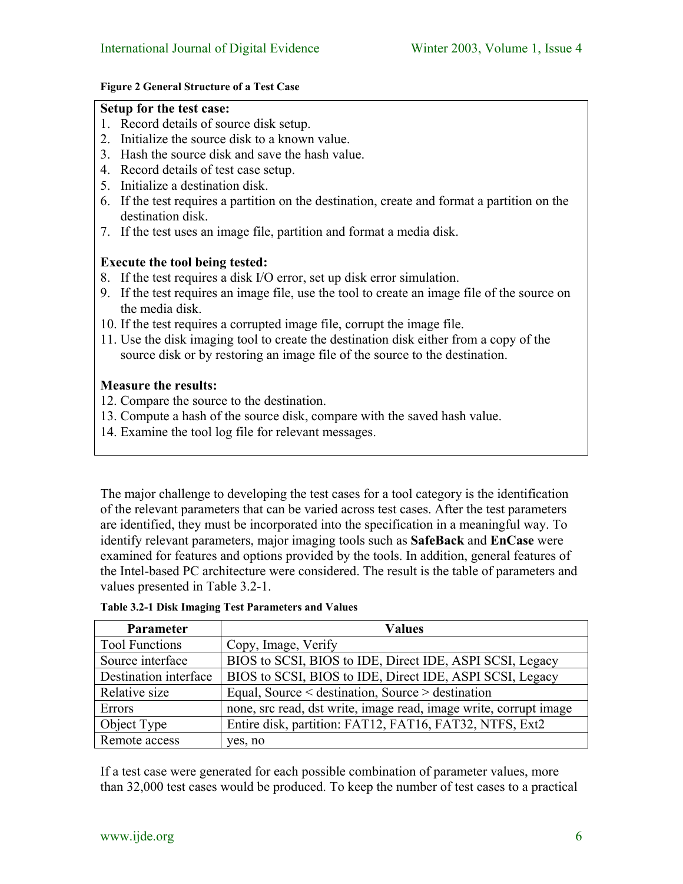**Figure 2 General Structure of a Test Case**

**Setup for the test case:**

1. Record details of source disk setup.
2. Initialize the source disk to a known value.
3. Hash the source disk and save the hash value.
4. Record details of test case setup.
5. Initialize a destination disk.
6. If the test requires a partition on the destination, create and format a partition on the destination disk.
7. If the test uses an image file, partition and format a media disk.

**Execute the tool being tested:**

8. If the test requires a disk I/O error, set up disk error simulation.
9. If the test requires an image file, use the tool to create an image file of the source on the media disk.
10. If the test requires a corrupted image file, corrupt the image file.
11. Use the disk imaging tool to create the destination disk either from a copy of the source disk or by restoring an image file of the source to the destination.

**Measure the results:**

12. Compare the source to the destination.
13. Compute a hash of the source disk, compare with the saved hash value.
14. Examine the tool log file for relevant messages.

The major challenge to developing the test cases for a tool category is the identification of the relevant parameters that can be varied across test cases. After the test parameters are identified, they must be incorporated into the specification in a meaningful way. To identify relevant parameters, major imaging tools such as **SafeBack** and **EnCase** were examined for features and options provided by the tools. In addition, general features of the Intel-based PC architecture were considered. The result is the table of parameters and values presented in Table 3.2-1.

**Table 3.2-1 Disk Imaging Test Parameters and Values**

| Parameter | Values |
|---|---|
| Tool Functions | Copy, Image, Verify |
| Source interface | BIOS to SCSI, BIOS to IDE, Direct IDE, ASPI SCSI, Legacy |
| Destination interface | BIOS to SCSI, BIOS to IDE, Direct IDE, ASPI SCSI, Legacy |
| Relative size | Equal, Source < destination, Source > destination |
| Errors | none, src read, dst write, image read, image write, corrupt image |
| Object Type | Entire disk, partition: FAT12, FAT16, FAT32, NTFS, Ext2 |
| Remote access | yes, no |

If a test case were generated for each possible combination of parameter values, more than 32,000 test cases would be produced. To keep the number of test cases to a practical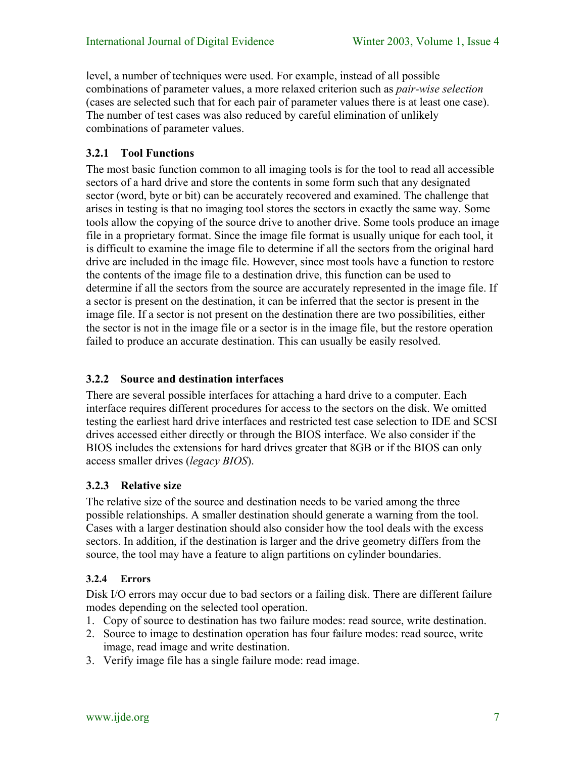level, a number of techniques were used. For example, instead of all possible combinations of parameter values, a more relaxed criterion such as *pair-wise selection* (cases are selected such that for each pair of parameter values there is at least one case). The number of test cases was also reduced by careful elimination of unlikely combinations of parameter values.

### 3.2.1 Tool Functions

The most basic function common to all imaging tools is for the tool to read all accessible sectors of a hard drive and store the contents in some form such that any designated sector (word, byte or bit) can be accurately recovered and examined. The challenge that arises in testing is that no imaging tool stores the sectors in exactly the same way. Some tools allow the copying of the source drive to another drive. Some tools produce an image file in a proprietary format. Since the image file format is usually unique for each tool, it is difficult to examine the image file to determine if all the sectors from the original hard drive are included in the image file. However, since most tools have a function to restore the contents of the image file to a destination drive, this function can be used to determine if all the sectors from the source are accurately represented in the image file. If a sector is present on the destination, it can be inferred that the sector is present in the image file. If a sector is not present on the destination there are two possibilities, either the sector is not in the image file or a sector is in the image file, but the restore operation failed to produce an accurate destination. This can usually be easily resolved.

### 3.2.2 Source and destination interfaces

There are several possible interfaces for attaching a hard drive to a computer. Each interface requires different procedures for access to the sectors on the disk. We omitted testing the earliest hard drive interfaces and restricted test case selection to IDE and SCSI drives accessed either directly or through the BIOS interface. We also consider if the BIOS includes the extensions for hard drives greater that 8GB or if the BIOS can only access smaller drives (*legacy BIOS*).

### 3.2.3 Relative size

The relative size of the source and destination needs to be varied among the three possible relationships. A smaller destination should generate a warning from the tool. Cases with a larger destination should also consider how the tool deals with the excess sectors. In addition, if the destination is larger and the drive geometry differs from the source, the tool may have a feature to align partitions on cylinder boundaries.

### 3.2.4 Errors

Disk I/O errors may occur due to bad sectors or a failing disk. There are different failure modes depending on the selected tool operation.

1. Copy of source to destination has two failure modes: read source, write destination.
2. Source to image to destination operation has four failure modes: read source, write image, read image and write destination.
3. Verify image file has a single failure mode: read image.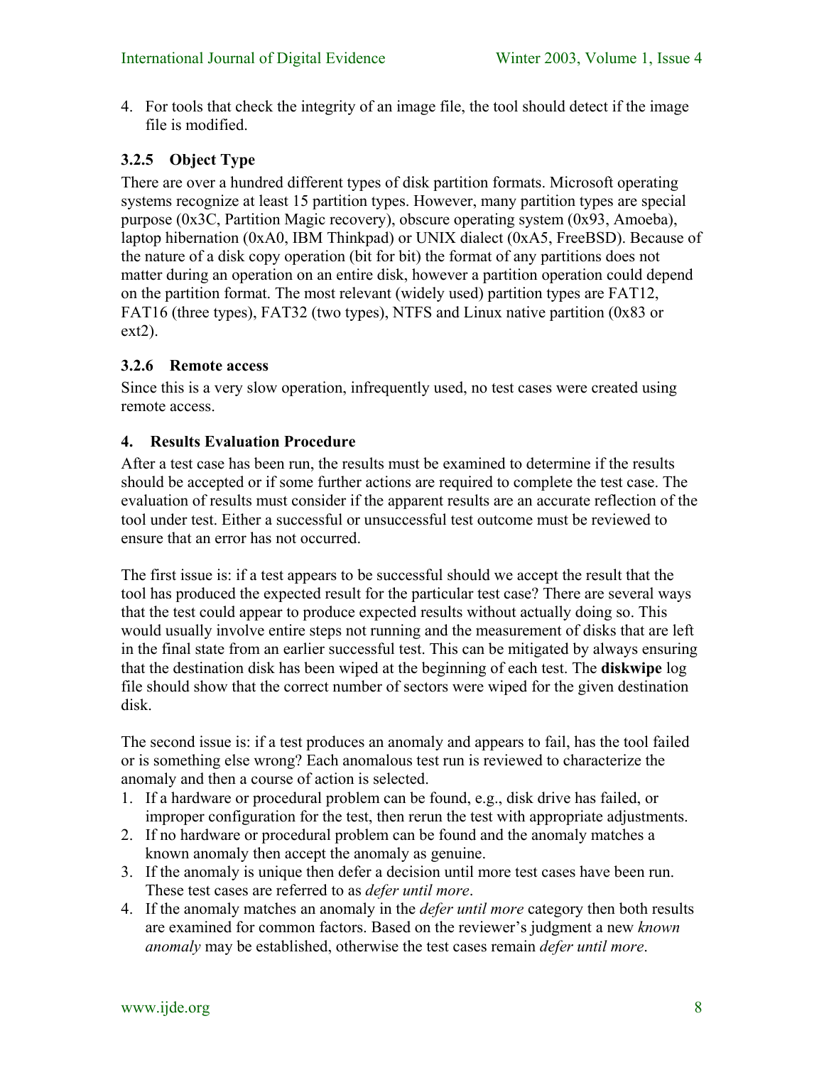4. For tools that check the integrity of an image file, the tool should detect if the image file is modified.

### 3.2.5 Object Type

There are over a hundred different types of disk partition formats. Microsoft operating systems recognize at least 15 partition types. However, many partition types are special purpose (0x3C, Partition Magic recovery), obscure operating system (0x93, Amoeba), laptop hibernation (0xA0, IBM Thinkpad) or UNIX dialect (0xA5, FreeBSD). Because of the nature of a disk copy operation (bit for bit) the format of any partitions does not matter during an operation on an entire disk, however a partition operation could depend on the partition format. The most relevant (widely used) partition types are FAT12, FAT16 (three types), FAT32 (two types), NTFS and Linux native partition (0x83 or ext2).

### 3.2.6 Remote access

Since this is a very slow operation, infrequently used, no test cases were created using remote access.

## 4. Results Evaluation Procedure

After a test case has been run, the results must be examined to determine if the results should be accepted or if some further actions are required to complete the test case. The evaluation of results must consider if the apparent results are an accurate reflection of the tool under test. Either a successful or unsuccessful test outcome must be reviewed to ensure that an error has not occurred.

The first issue is: if a test appears to be successful should we accept the result that the tool has produced the expected result for the particular test case? There are several ways that the test could appear to produce expected results without actually doing so. This would usually involve entire steps not running and the measurement of disks that are left in the final state from an earlier successful test. This can be mitigated by always ensuring that the destination disk has been wiped at the beginning of each test. The **diskwipe** log file should show that the correct number of sectors were wiped for the given destination disk.

The second issue is: if a test produces an anomaly and appears to fail, has the tool failed or is something else wrong? Each anomalous test run is reviewed to characterize the anomaly and then a course of action is selected.

1. If a hardware or procedural problem can be found, e.g., disk drive has failed, or improper configuration for the test, then rerun the test with appropriate adjustments.
2. If no hardware or procedural problem can be found and the anomaly matches a known anomaly then accept the anomaly as genuine.
3. If the anomaly is unique then defer a decision until more test cases have been run. These test cases are referred to as *defer until more*.
4. If the anomaly matches an anomaly in the *defer until more* category then both results are examined for common factors. Based on the reviewer's judgment a new *known anomaly* may be established, otherwise the test cases remain *defer until more*.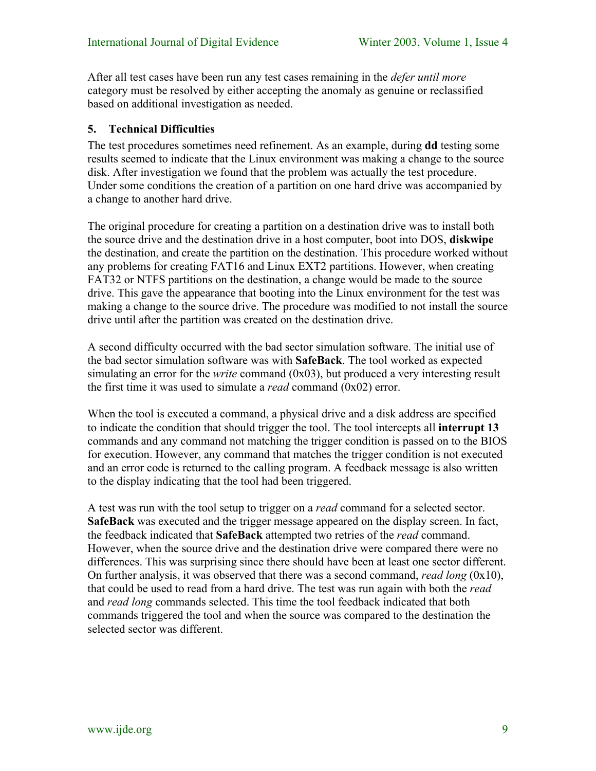After all test cases have been run any test cases remaining in the *defer until more* category must be resolved by either accepting the anomaly as genuine or reclassified based on additional investigation as needed.

## 5. Technical Difficulties

The test procedures sometimes need refinement. As an example, during **dd** testing some results seemed to indicate that the Linux environment was making a change to the source disk. After investigation we found that the problem was actually the test procedure. Under some conditions the creation of a partition on one hard drive was accompanied by a change to another hard drive.

The original procedure for creating a partition on a destination drive was to install both the source drive and the destination drive in a host computer, boot into DOS, **diskwipe** the destination, and create the partition on the destination. This procedure worked without any problems for creating FAT16 and Linux EXT2 partitions. However, when creating FAT32 or NTFS partitions on the destination, a change would be made to the source drive. This gave the appearance that booting into the Linux environment for the test was making a change to the source drive. The procedure was modified to not install the source drive until after the partition was created on the destination drive.

A second difficulty occurred with the bad sector simulation software. The initial use of the bad sector simulation software was with **SafeBack**. The tool worked as expected simulating an error for the *write* command (0x03), but produced a very interesting result the first time it was used to simulate a *read* command (0x02) error.

When the tool is executed a command, a physical drive and a disk address are specified to indicate the condition that should trigger the tool. The tool intercepts all **interrupt 13** commands and any command not matching the trigger condition is passed on to the BIOS for execution. However, any command that matches the trigger condition is not executed and an error code is returned to the calling program. A feedback message is also written to the display indicating that the tool had been triggered.

A test was run with the tool setup to trigger on a *read* command for a selected sector. **SafeBack** was executed and the trigger message appeared on the display screen. In fact, the feedback indicated that **SafeBack** attempted two retries of the *read* command. However, when the source drive and the destination drive were compared there were no differences. This was surprising since there should have been at least one sector different. On further analysis, it was observed that there was a second command, *read long* (0x10), that could be used to read from a hard drive. The test was run again with both the *read* and *read long* commands selected. This time the tool feedback indicated that both commands triggered the tool and when the source was compared to the destination the selected sector was different.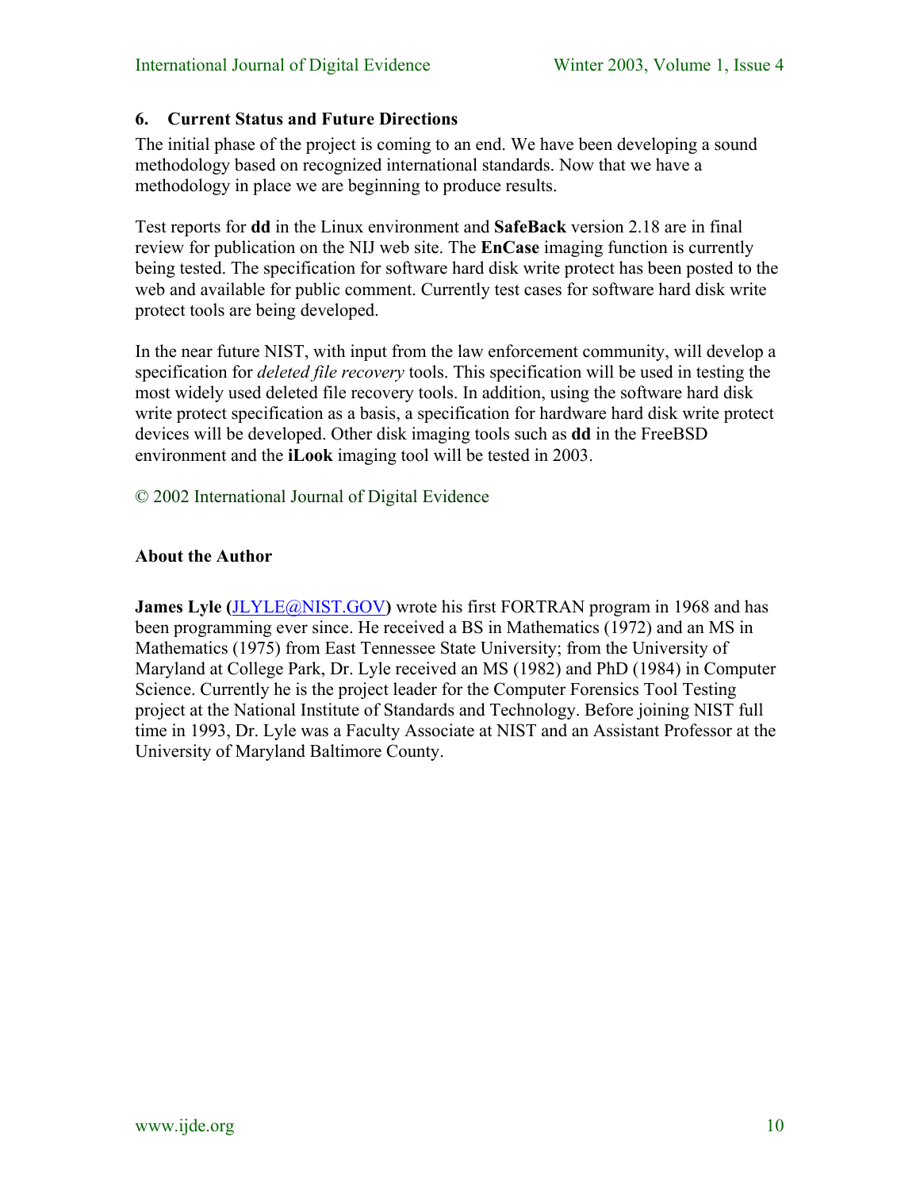## 6. Current Status and Future Directions

The initial phase of the project is coming to an end. We have been developing a sound methodology based on recognized international standards. Now that we have a methodology in place we are beginning to produce results.

Test reports for **dd** in the Linux environment and **SafeBack** version 2.18 are in final review for publication on the NIJ web site. The **EnCase** imaging function is currently being tested. The specification for software hard disk write protect has been posted to the web and available for public comment. Currently test cases for software hard disk write protect tools are being developed.

In the near future NIST, with input from the law enforcement community, will develop a specification for *deleted file recovery* tools. This specification will be used in testing the most widely used deleted file recovery tools. In addition, using the software hard disk write protect specification as a basis, a specification for hardware hard disk write protect devices will be developed. Other disk imaging tools such as **dd** in the FreeBSD environment and the **iLook** imaging tool will be tested in 2003.

© 2002 International Journal of Digital Evidence

## About the Author

**James Lyle (**JLYLE@NIST.GOV**)** wrote his first FORTRAN program in 1968 and has been programming ever since. He received a BS in Mathematics (1972) and an MS in Mathematics (1975) from East Tennessee State University; from the University of Maryland at College Park, Dr. Lyle received an MS (1982) and PhD (1984) in Computer Science. Currently he is the project leader for the Computer Forensics Tool Testing project at the National Institute of Standards and Technology. Before joining NIST full time in 1993, Dr. Lyle was a Faculty Associate at NIST and an Assistant Professor at the University of Maryland Baltimore County.